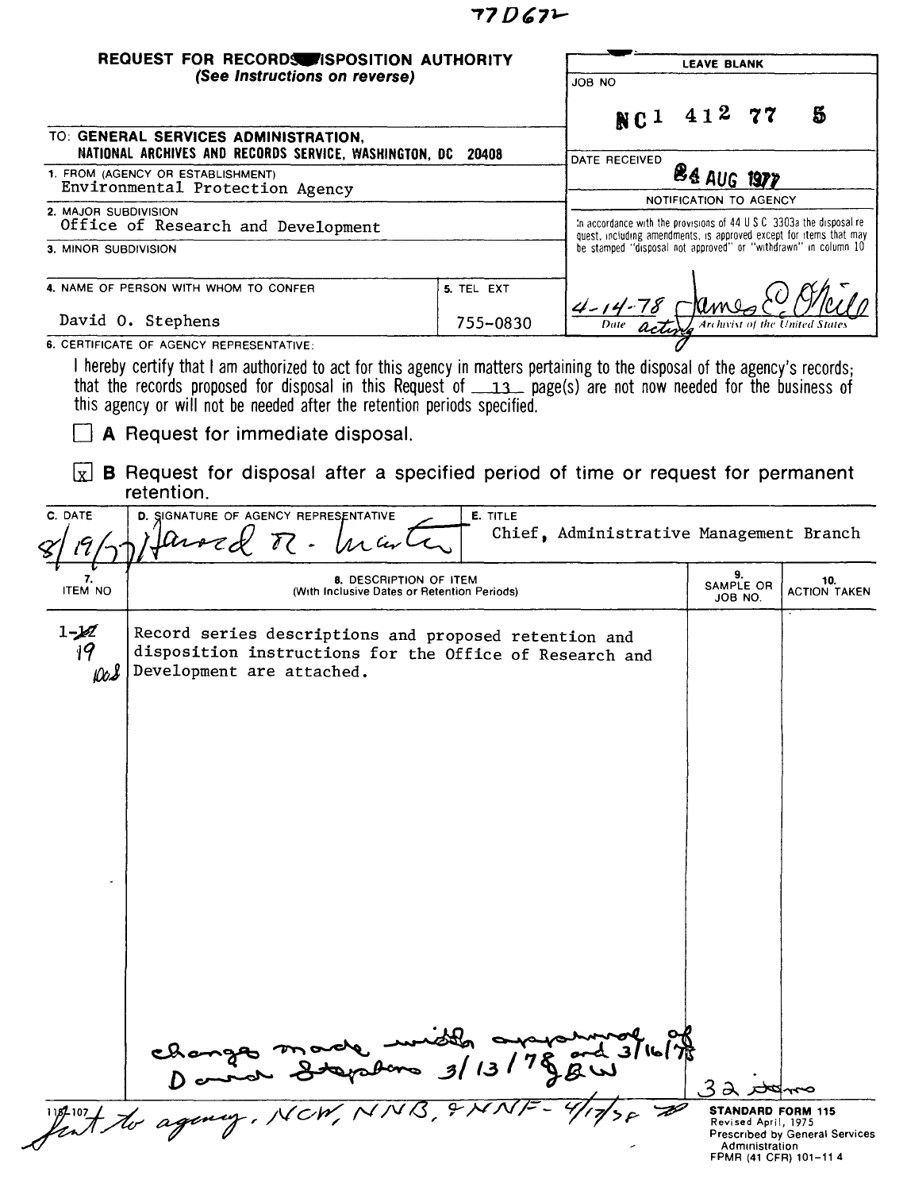77D672

**REQUEST FOR RECORDS DISPOSITION AUTHORITY**
*(See Instructions on reverse)*

| LEAVE BLANK |
|---|
| JOB NO<br>NC1 412 77 5 |
| DATE RECEIVED<br>24 AUG 1977 |
| NOTIFICATION TO AGENCY<br>In accordance with the provisions of 44 U S C 3303a the disposal request, including amendments, is approved except for items that may be stamped "disposal not approved" or "withdrawn" in column 10 |
| 4-14-78 James E. O'Neill<br>Date acting Archivist of the United States |

TO: **GENERAL SERVICES ADMINISTRATION, NATIONAL ARCHIVES AND RECORDS SERVICE, WASHINGTON, DC 20408**

1. FROM (AGENCY OR ESTABLISHMENT)
Environmental Protection Agency

2. MAJOR SUBDIVISION
Office of Research and Development

3. MINOR SUBDIVISION

4. NAME OF PERSON WITH WHOM TO CONFER
David O. Stephens

5. TEL EXT
755-0830

6. CERTIFICATE OF AGENCY REPRESENTATIVE:

I hereby certify that I am authorized to act for this agency in matters pertaining to the disposal of the agency's records; that the records proposed for disposal in this Request of 13 page(s) are not now needed for the business of this agency or will not be needed after the retention periods specified.

☐ **A** Request for immediate disposal.

☒ **B** Request for disposal after a specified period of time or request for permanent retention.

| C. DATE | D. SIGNATURE OF AGENCY REPRESENTATIVE | E. TITLE |
|---|---|---|
| 8/19/77 | Harold R. Martin | Chief, Administrative Management Branch |

| 7. ITEM NO | 8. DESCRIPTION OF ITEM (With Inclusive Dates or Retention Periods) | 9. SAMPLE OR JOB NO. | 10. ACTION TAKEN |
|---|---|---|---|
| 1-~~12~~ 19 100.8 | Record series descriptions and proposed retention and disposition instructions for the Office of Research and Development are attached. | | |

changes made with approval of David Stephens 3/13/78 and 3/16/78 JBW

32 items

Sent to agency, NCW, NNB, & NNF - 4/17/78

115-107

**STANDARD FORM 115**
Revised April, 1975
Prescribed by General Services Administration
FPMR (41 CFR) 101-11 4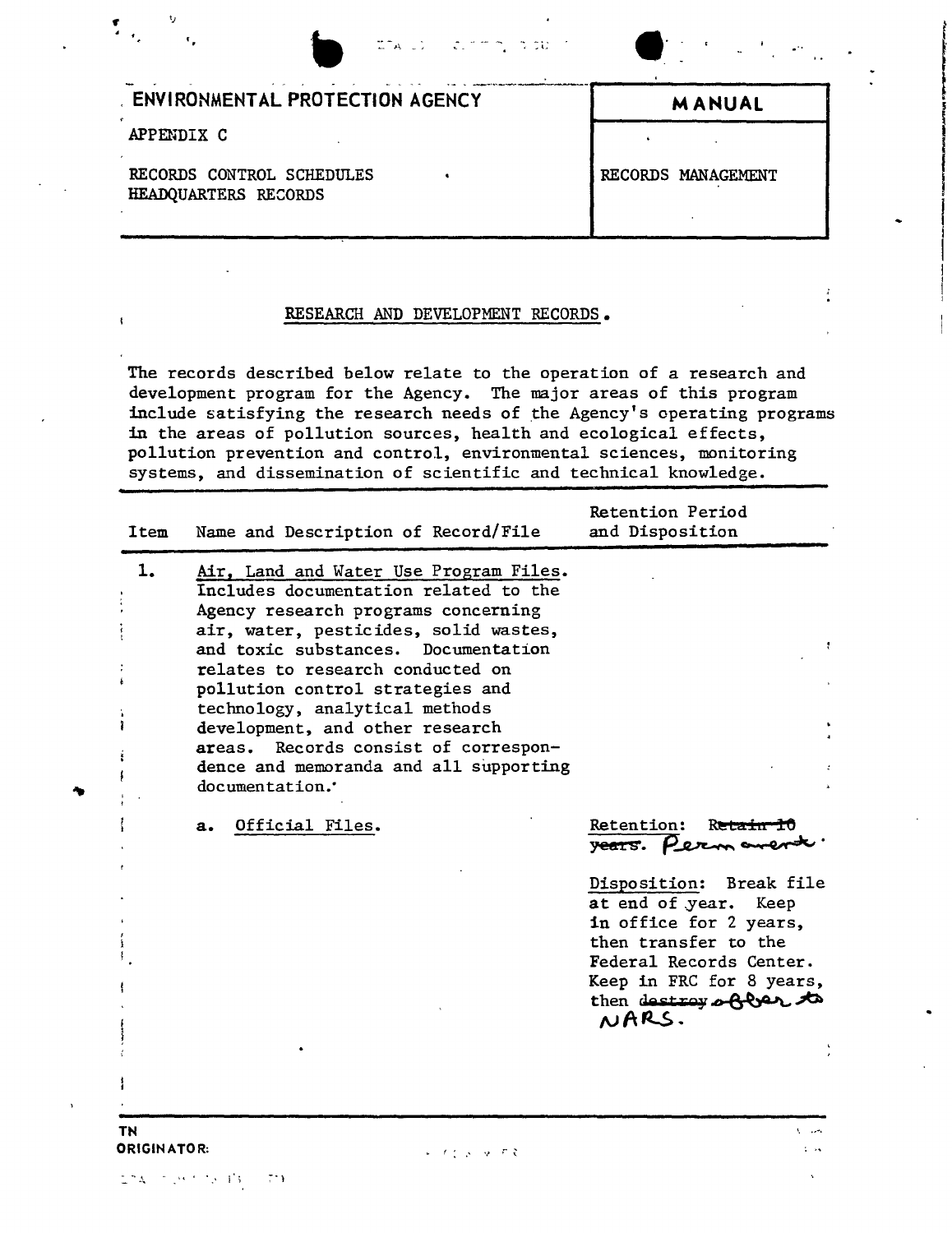ENVIRONMENTAL PROTECTION AGENCY

APPENDIX C

RECORDS CONTROL SCHEDULES
HEADQUARTERS RECORDS

**MANUAL**

RECORDS MANAGEMENT

## RESEARCH AND DEVELOPMENT RECORDS.

The records described below relate to the operation of a research and development program for the Agency. The major areas of this program include satisfying the research needs of the Agency's operating programs in the areas of pollution sources, health and ecological effects, pollution prevention and control, environmental sciences, monitoring systems, and dissemination of scientific and technical knowledge.

| Item | Name and Description of Record/File | Retention Period and Disposition |
|---|---|---|
| 1. | Air, Land and Water Use Program Files. Includes documentation related to the Agency research programs concerning air, water, pesticides, solid wastes, and toxic substances. Documentation relates to research conducted on pollution control strategies and technology, analytical methods development, and other research areas. Records consist of correspondence and memoranda and all supporting documentation. | |
| | a. Official Files. | Retention: ~~Retain 10 years.~~ Permanent. <br><br> Disposition: Break file at end of year. Keep in office for 2 years, then transfer to the Federal Records Center. Keep in FRC for 8 years, then ~~destroy~~ offer to NARS. |

TN
ORIGINATOR: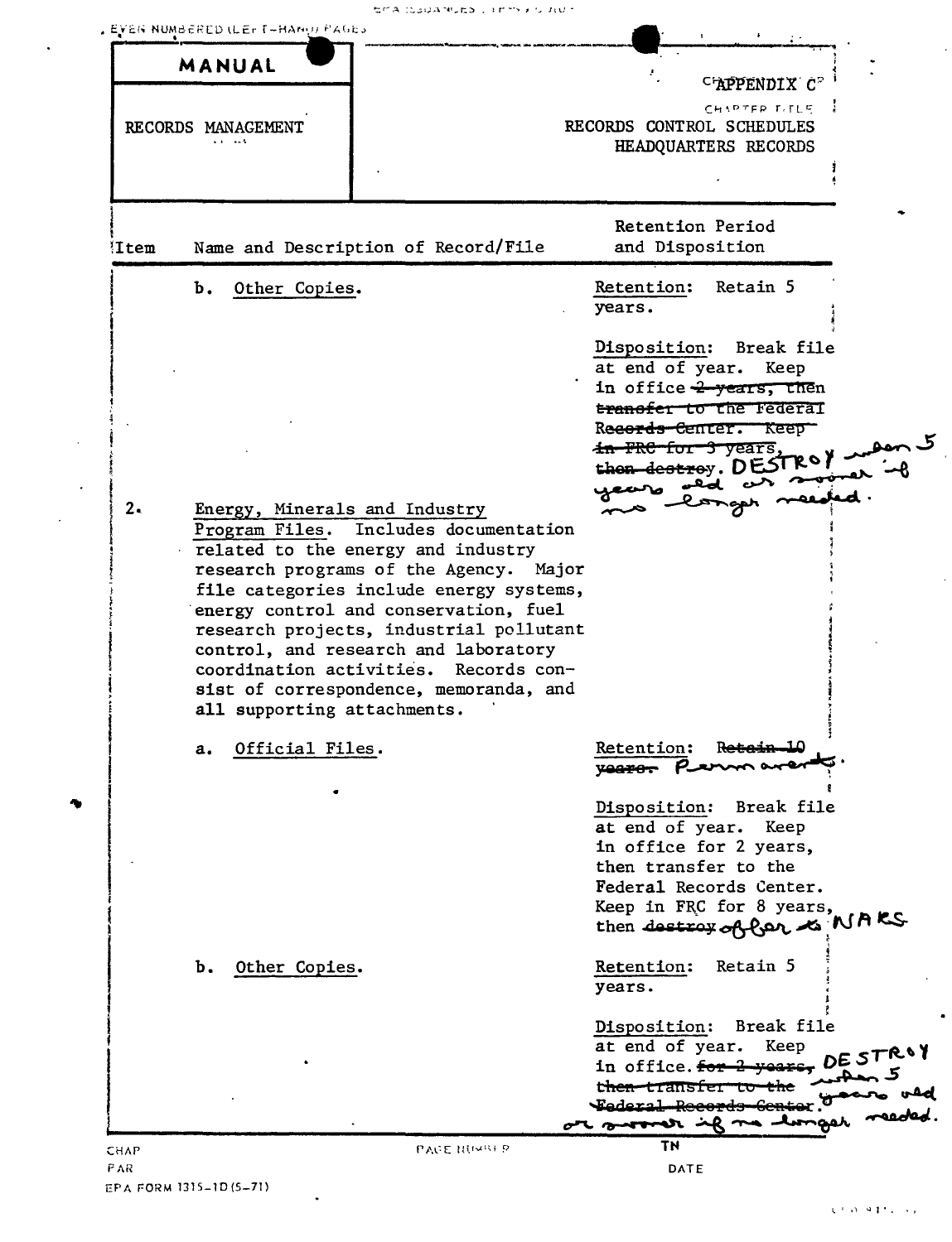**MANUAL**

RECORDS MANAGEMENT

APPENDIX C

CHAPTER TITLE

RECORDS CONTROL SCHEDULES
HEADQUARTERS RECORDS

| Item | Name and Description of Record/File | Retention Period and Disposition |
|---|---|---|
| | b. Other Copies. | Retention: Retain 5 years.<br><br>Disposition: Break file at end of year. Keep in office ~~2 years, then transfer to the Federal Records Center. Keep in FRC for 3 years, then destroy~~. DESTROY when 5 years old or sooner if no longer needed. |
| 2. | Energy, Minerals and Industry Program Files. Includes documentation related to the energy and industry research programs of the Agency. Major file categories include energy systems, energy control and conservation, fuel research projects, industrial pollutant control, and research and laboratory coordination activities. Records consist of correspondence, memoranda, and all supporting attachments. | |
| | a. Official Files. | Retention: ~~Retain 10 years.~~ Permanent.<br><br>Disposition: Break file at end of year. Keep in office for 2 years, then transfer to the Federal Records Center. Keep in FRC for 8 years, then ~~destroy~~ offer to NARS |
| | b. Other Copies. | Retention: Retain 5 years.<br><br>Disposition: Break file at end of year. Keep in office. ~~for 2 years, then transfer to the Federal Records Center.~~ DESTROY when 5 years old or sooner if no longer needed. |

EPA FORM 1315-1D (5-71)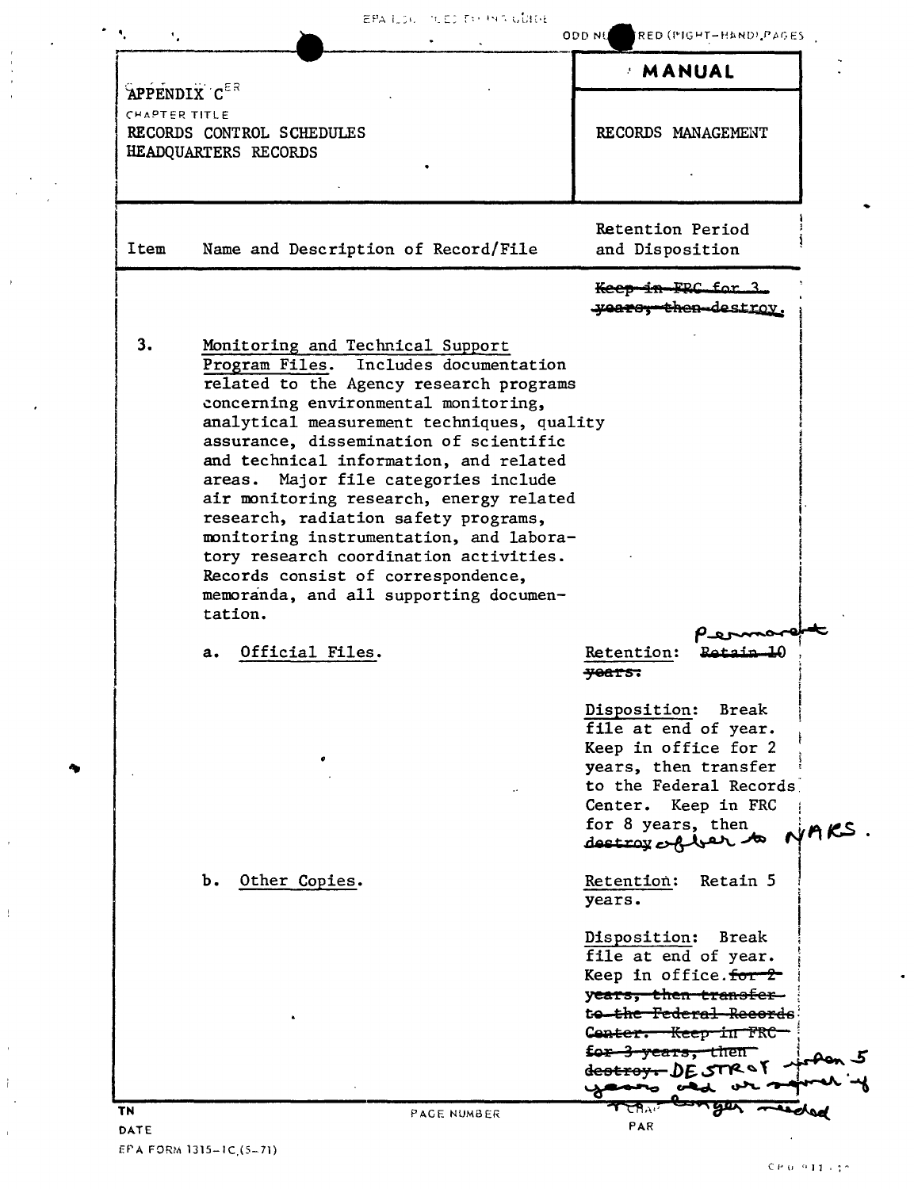| APPENDIX C | MANUAL |
|---|---|
| CHAPTER TITLE<br>RECORDS CONTROL SCHEDULES<br>HEADQUARTERS RECORDS | RECORDS MANAGEMENT |

| Item | Name and Description of Record/File | Retention Period and Disposition |
|---|---|---|
| | | ~~Keep in FRC for 3 years, then destroy.~~ |
| 3. | Monitoring and Technical Support Program Files. Includes documentation related to the Agency research programs concerning environmental monitoring, analytical measurement techniques, quality assurance, dissemination of scientific and technical information, and related areas. Major file categories include air monitoring research, energy related research, radiation safety programs, monitoring instrumentation, and laboratory research coordination activities. Records consist of correspondence, memoranda, and all supporting documentation. | |
| | a. Official Files. | Retention: ~~Retain 10 years.~~ Permanent<br><br>Disposition: Break file at end of year. Keep in office for 2 years, then transfer to the Federal Records Center. Keep in FRC for 8 years, then ~~destroy~~ offer to NARS. |
| | b. Other Copies. | Retention: Retain 5 years.<br><br>Disposition: Break file at end of year. Keep in office. ~~for 2 years, then transfer to the Federal Records Center. Keep in FRC for 3 years, then destroy.~~ DESTROY when 5 years old or sooner if no longer needed |

EPA FORM 1315-1C (5-71)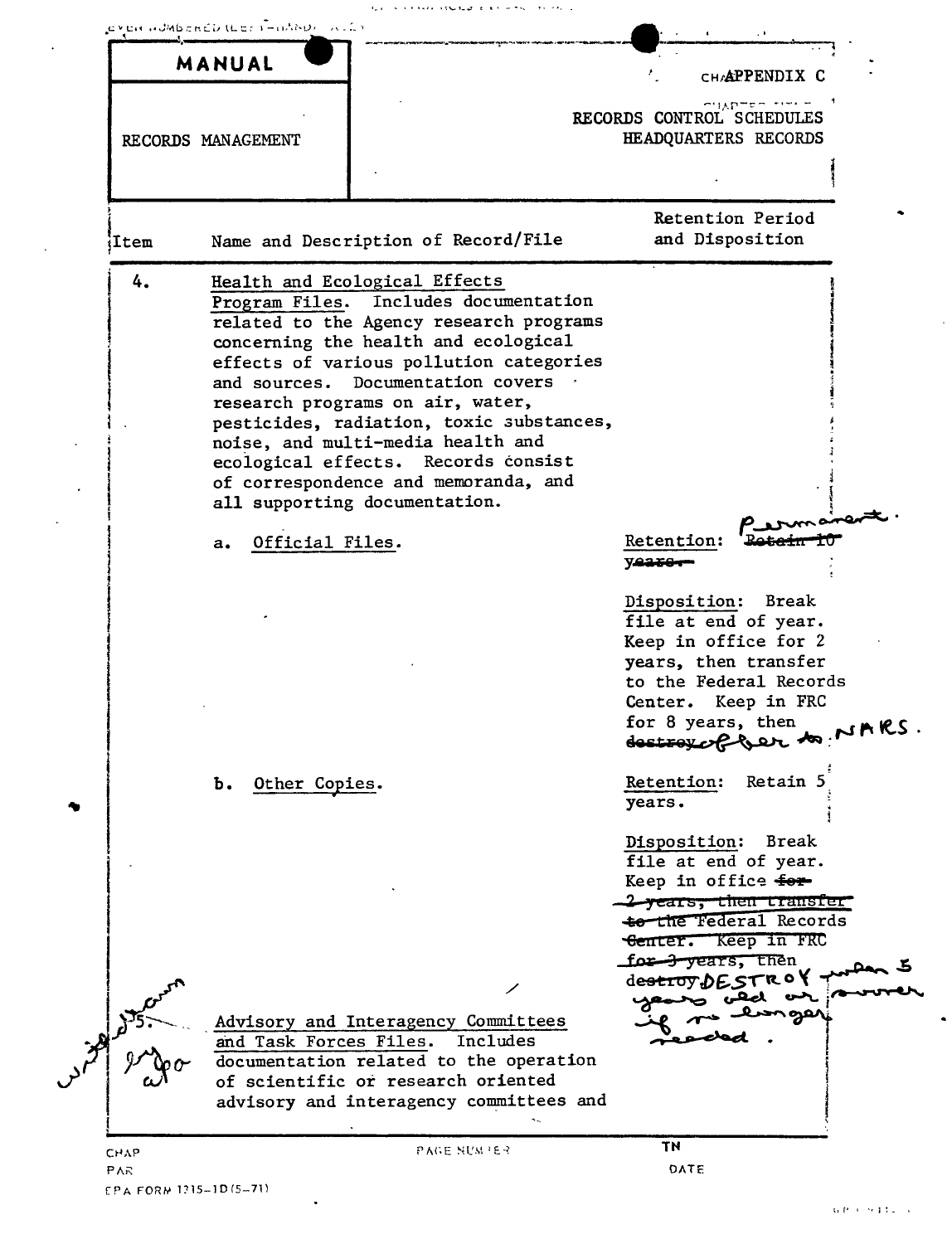MANUAL

RECORDS MANAGEMENT

APPENDIX C

RECORDS CONTROL SCHEDULES
HEADQUARTERS RECORDS

| Item | Name and Description of Record/File | Retention Period and Disposition |
|---|---|---|
| 4. | <u>Health and Ecological Effects Program Files</u>. Includes documentation related to the Agency research programs concerning the health and ecological effects of various pollution categories and sources. Documentation covers research programs on air, water, pesticides, radiation, toxic substances, noise, and multi-media health and ecological effects. Records consist of correspondence and memoranda, and all supporting documentation. | |
| | a. <u>Official Files</u>. | <u>Retention</u>: ~~Retain 10 years.~~ Permanent.<br><br><u>Disposition</u>: Break file at end of year. Keep in office for 2 years, then transfer to the Federal Records Center. Keep in FRC for 8 years, then ~~destroy~~ offer to NARS. |
| | b. <u>Other Copies</u>. | <u>Retention</u>: Retain 5 years.<br><br><u>Disposition</u>: Break file at end of year. Keep in office ~~for 2 years, then transfer to the Federal Records Center. Keep in FRC for 3 years, then destroy~~ DESTROY when 5 years old or sooner if no longer needed. |
| ~~5.~~ withdrawn by epa | <u>Advisory and Interagency Committees and Task Forces Files</u>. Includes documentation related to the operation of scientific or research oriented advisory and interagency committees and | |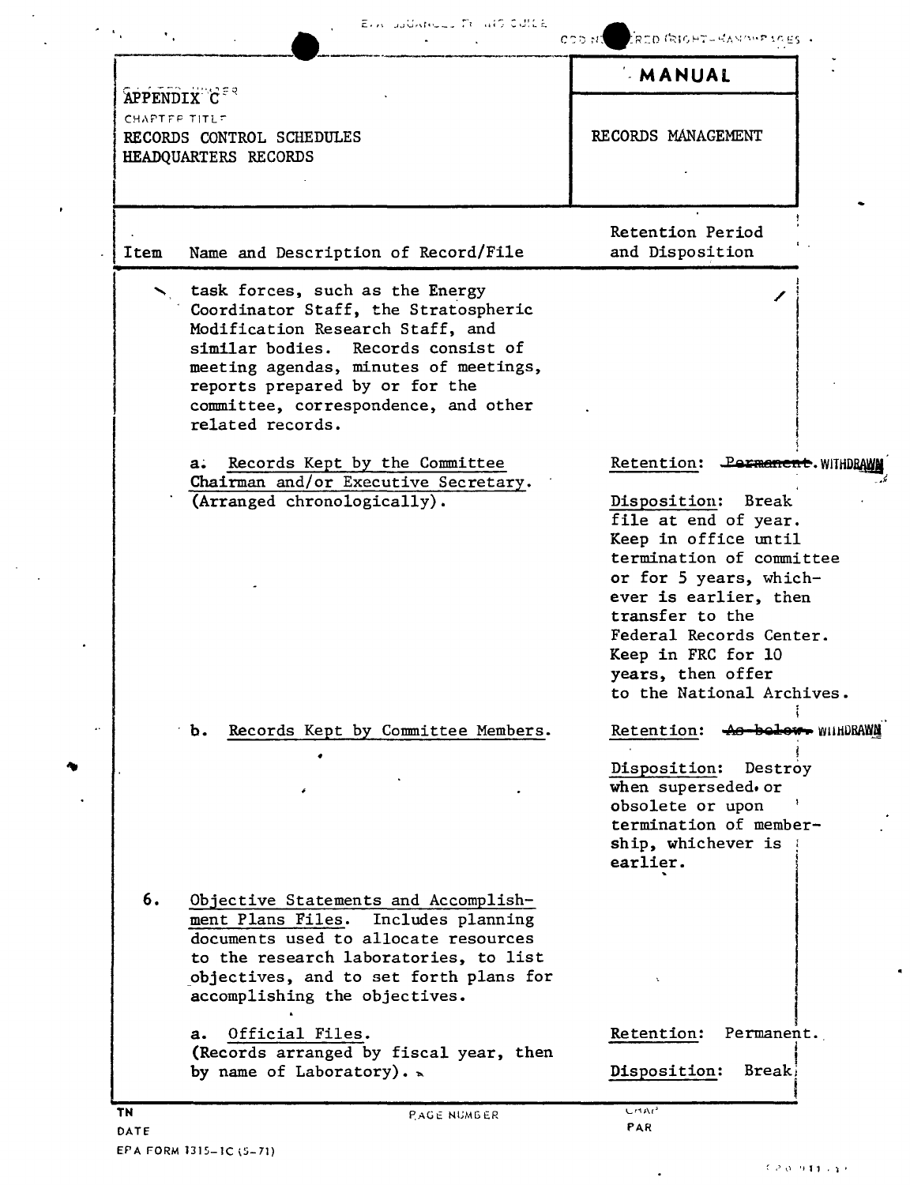APPENDIX C

RECORDS CONTROL SCHEDULES
HEADQUARTERS RECORDS

**MANUAL**

RECORDS MANAGEMENT

| Item | Name and Description of Record/File | Retention Period and Disposition |
|---|---|---|
| | task forces, such as the Energy Coordinator Staff, the Stratospheric Modification Research Staff, and similar bodies. Records consist of meeting agendas, minutes of meetings, reports prepared by or for the committee, correspondence, and other related records. | |
| | a. <u>Records Kept by the Committee Chairman and/or Executive Secretary.</u> (Arranged chronologically). | <u>Retention</u>: ~~Permanent~~. WITHDRAWN<br><br><u>Disposition</u>: Break file at end of year. Keep in office until termination of committee or for 5 years, whichever is earlier, then transfer to the Federal Records Center. Keep in FRC for 10 years, then offer to the National Archives. |
| | b. <u>Records Kept by Committee Members.</u> | <u>Retention</u>: ~~As below~~. WITHDRAWN<br><br><u>Disposition</u>: Destroy when superseded or obsolete or upon termination of membership, whichever is earlier. |
| 6. | <u>Objective Statements and Accomplishment Plans Files.</u> Includes planning documents used to allocate resources to the research laboratories, to list objectives, and to set forth plans for accomplishing the objectives. | |
| | a. <u>Official Files.</u> (Records arranged by fiscal year, then by name of Laboratory). | <u>Retention</u>: Permanent.<br><br><u>Disposition</u>: Break |

EPA FORM 1315-1C (5-71)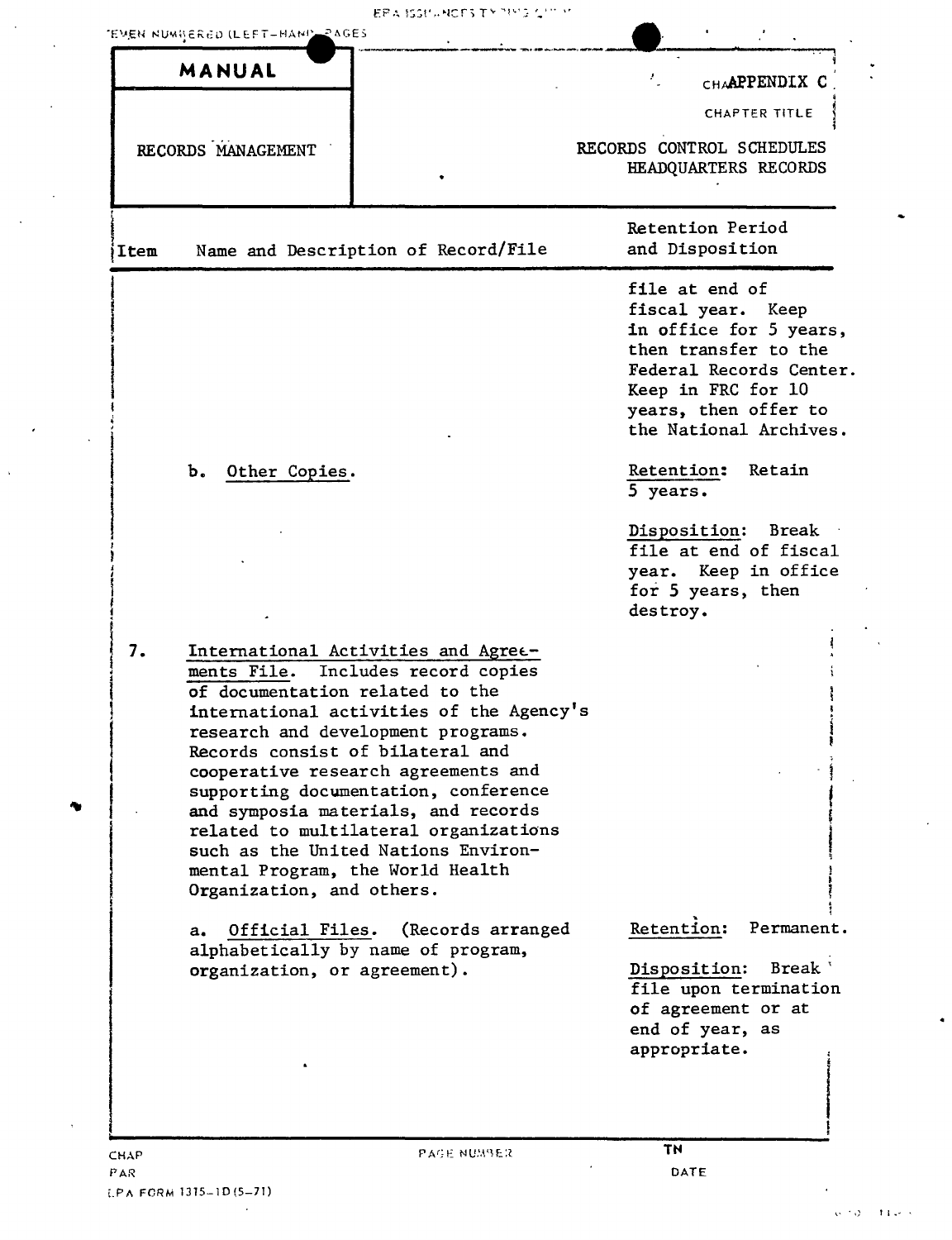| MANUAL | APPENDIX C |
|---|---|
| RECORDS MANAGEMENT | CHAPTER TITLE: RECORDS CONTROL SCHEDULES HEADQUARTERS RECORDS |

| Item | Name and Description of Record/File | Retention Period and Disposition |
|---|---|---|
| | | file at end of fiscal year. Keep in office for 5 years, then transfer to the Federal Records Center. Keep in FRC for 10 years, then offer to the National Archives. |
| | b. Other Copies. | Retention: Retain 5 years.<br><br>Disposition: Break file at end of fiscal year. Keep in office for 5 years, then destroy. |
| 7. | International Activities and Agreements File. Includes record copies of documentation related to the international activities of the Agency's research and development programs. Records consist of bilateral and cooperative research agreements and supporting documentation, conference and symposia materials, and records related to multilateral organizations such as the United Nations Environmental Program, the World Health Organization, and others. | |
| | a. Official Files. (Records arranged alphabetically by name of program, organization, or agreement). | Retention: Permanent.<br><br>Disposition: Break file upon termination of agreement or at end of year, as appropriate. |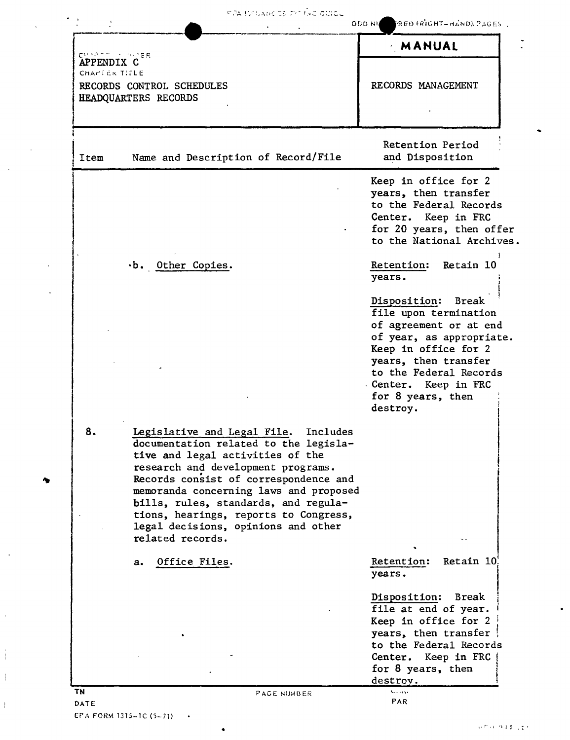APPENDIX C

RECORDS CONTROL SCHEDULES
HEADQUARTERS RECORDS

**MANUAL**

RECORDS MANAGEMENT

| Item | Name and Description of Record/File | Retention Period and Disposition |
|---|---|---|
| | | Keep in office for 2 years, then transfer to the Federal Records Center. Keep in FRC for 20 years, then offer to the National Archives. |
| | b. Other Copies. | Retention: Retain 10 years.<br><br>Disposition: Break file upon termination of agreement or at end of year, as appropriate. Keep in office for 2 years, then transfer to the Federal Records Center. Keep in FRC for 8 years, then destroy. |
| 8. | Legislative and Legal File. Includes documentation related to the legislative and legal activities of the research and development programs. Records consist of correspondence and memoranda concerning laws and proposed bills, rules, standards, and regulations, hearings, reports to Congress, legal decisions, opinions and other related records. | |
| | a. Office Files. | Retention: Retain 10 years.<br><br>Disposition: Break file at end of year. Keep in office for 2 years, then transfer to the Federal Records Center. Keep in FRC for 8 years, then destroy. |

EPA FORM 1315-1C (5-71)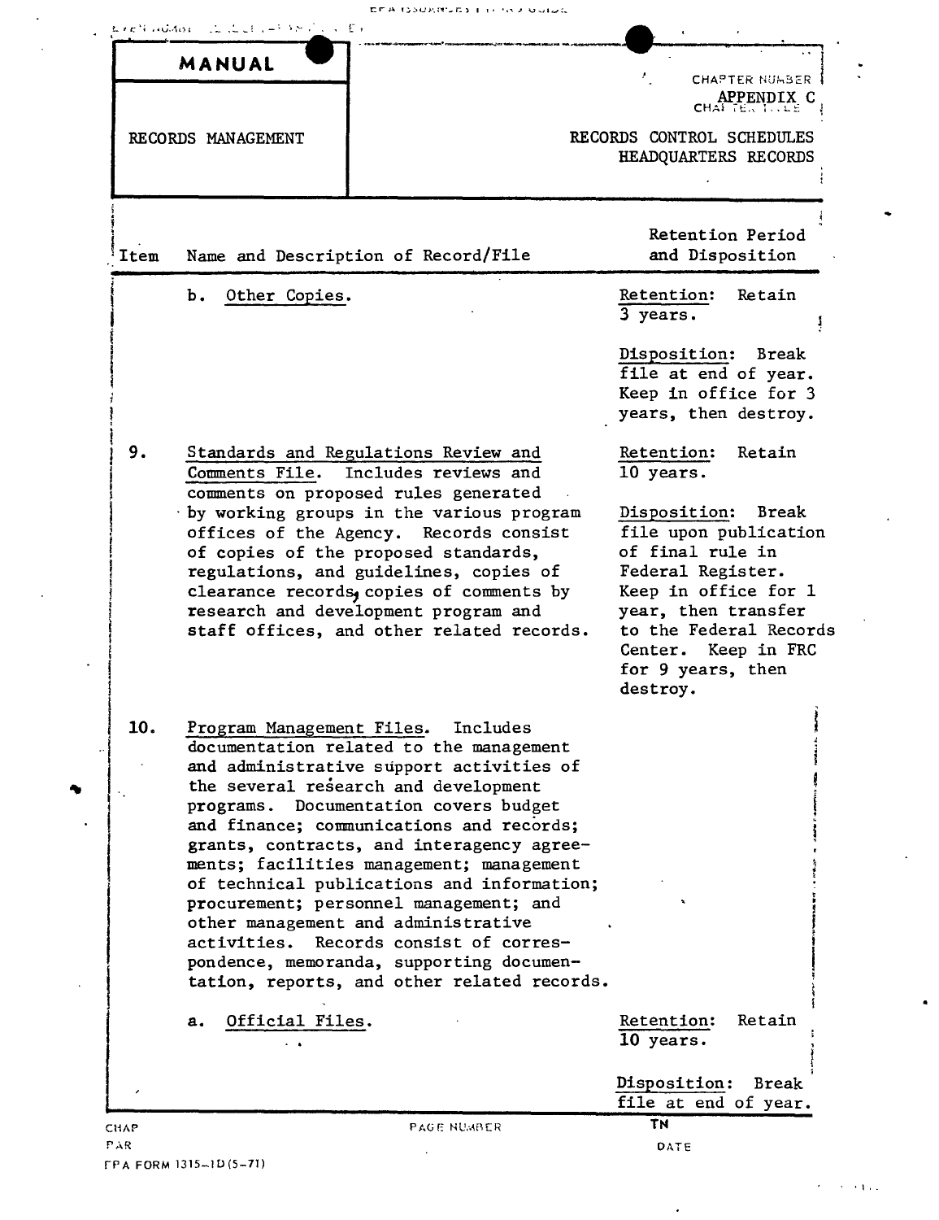| MANUAL | CHAPTER NUMBER APPENDIX C |
| --- | --- |
| RECORDS MANAGEMENT | RECORDS CONTROL SCHEDULES HEADQUARTERS RECORDS |

| Item | Name and Description of Record/File | Retention Period and Disposition |
| --- | --- | --- |
| | b. Other Copies. | Retention: Retain 3 years.<br><br>Disposition: Break file at end of year. Keep in office for 3 years, then destroy. |
| 9. | Standards and Regulations Review and Comments File. Includes reviews and comments on proposed rules generated by working groups in the various program offices of the Agency. Records consist of copies of the proposed standards, regulations, and guidelines, copies of clearance records, copies of comments by research and development program and staff offices, and other related records. | Retention: Retain 10 years.<br><br>Disposition: Break file upon publication of final rule in Federal Register. Keep in office for 1 year, then transfer to the Federal Records Center. Keep in FRC for 9 years, then destroy. |
| 10. | Program Management Files. Includes documentation related to the management and administrative support activities of the several research and development programs. Documentation covers budget and finance; communications and records; grants, contracts, and interagency agreements; facilities management; management of technical publications and information; procurement; personnel management; and other management and administrative activities. Records consist of correspondence, memoranda, supporting documentation, reports, and other related records. | |
| | a. Official Files. | Retention: Retain 10 years.<br><br>Disposition: Break file at end of year. |

EPA FORM 1315-1D (5-71)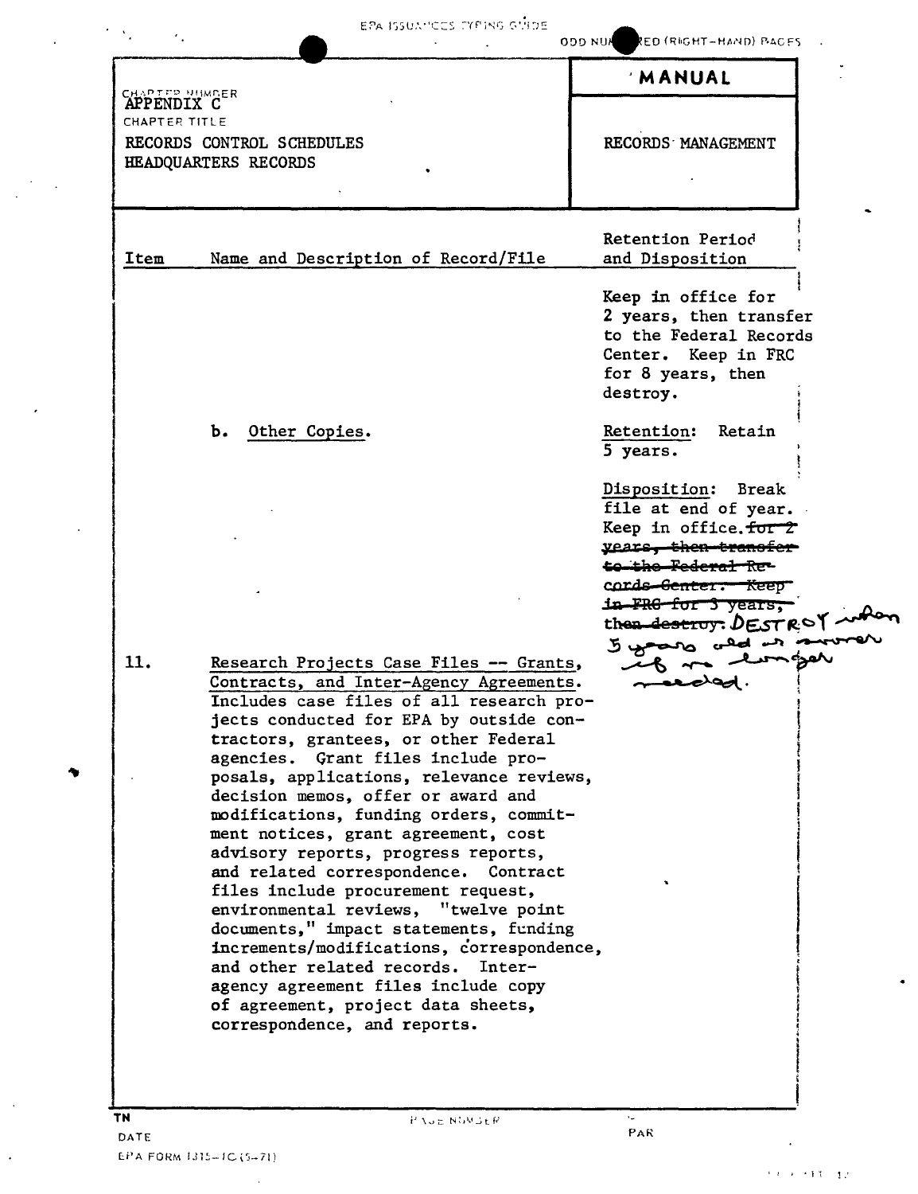APPENDIX C

CHAPTER TITLE

RECORDS CONTROL SCHEDULES
HEADQUARTERS RECORDS

MANUAL

RECORDS MANAGEMENT

| Item | Name and Description of Record/File | Retention Period and Disposition |
|---|---|---|
| | | Keep in office for 2 years, then transfer to the Federal Records Center. Keep in FRC for 8 years, then destroy. |
| | b. Other Copies. | Retention: Retain 5 years.<br><br>Disposition: Break file at end of year. Keep in office. ~~for 2 years, then transfer to the Federal Records Center. Keep in FRC for 3 years, then destroy.~~ DESTROY when 5 years old or sooner if no longer needed. |
| 11. | Research Projects Case Files -- Grants, Contracts, and Inter-Agency Agreements. Includes case files of all research projects conducted for EPA by outside contractors, grantees, or other Federal agencies. Grant files include proposals, applications, relevance reviews, decision memos, offer or award and modifications, funding orders, commitment notices, grant agreement, cost advisory reports, progress reports, and related correspondence. Contract files include procurement request, environmental reviews, "twelve point documents," impact statements, funding increments/modifications, correspondence, and other related records. Inter-agency agreement files include copy of agreement, project data sheets, correspondence, and reports. | |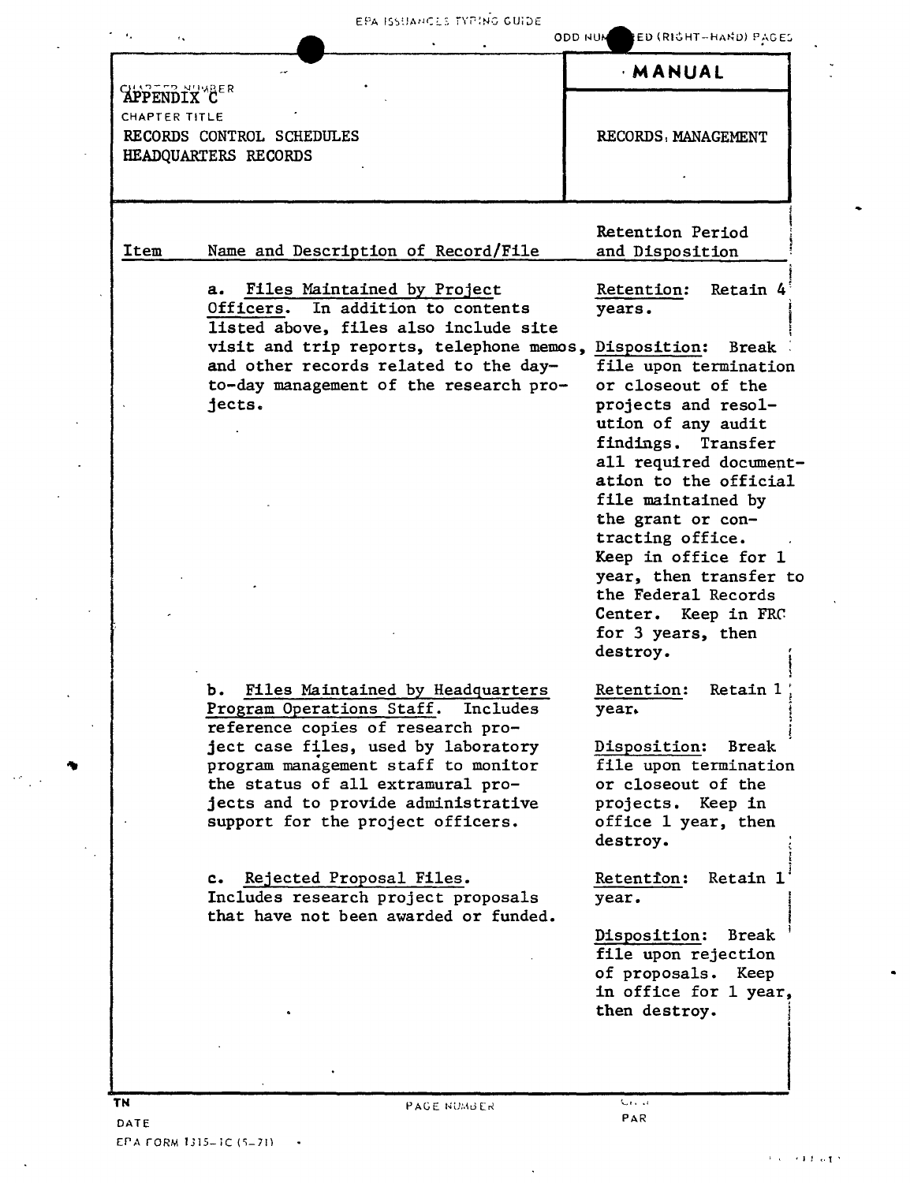| MANUAL |
|---|
| RECORDS MANAGEMENT |

APPENDIX C

CHAPTER TITLE

RECORDS CONTROL SCHEDULES
HEADQUARTERS RECORDS

| Item | Name and Description of Record/File | Retention Period and Disposition |
|---|---|---|
| | a. Files Maintained by Project Officers. In addition to contents listed above, files also include site visit and trip reports, telephone memos, and other records related to the day-to-day management of the research projects. | Retention: Retain 4 years.<br><br>Disposition: Break file upon termination or closeout of the projects and resolution of any audit findings. Transfer all required documentation to the official file maintained by the grant or contracting office. Keep in office for 1 year, then transfer to the Federal Records Center. Keep in FRC for 3 years, then destroy. |
| | b. Files Maintained by Headquarters Program Operations Staff. Includes reference copies of research project case files, used by laboratory program management staff to monitor the status of all extramural projects and to provide administrative support for the project officers. | Retention: Retain 1 year.<br><br>Disposition: Break file upon termination or closeout of the projects. Keep in office 1 year, then destroy. |
| | c. Rejected Proposal Files. Includes research project proposals that have not been awarded or funded. | Retention: Retain 1 year.<br><br>Disposition: Break file upon rejection of proposals. Keep in office for 1 year, then destroy. |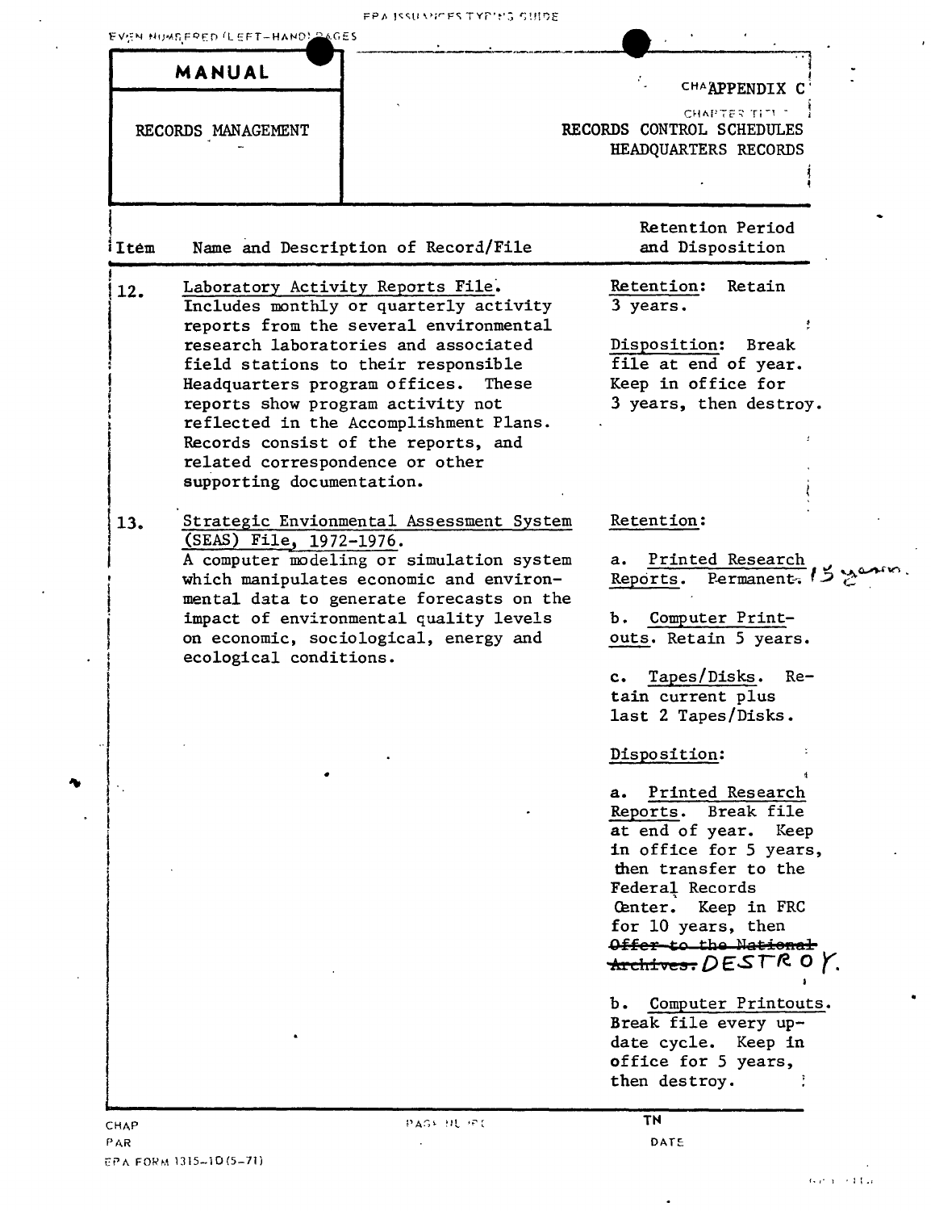# MANUAL

RECORDS MANAGEMENT

APPENDIX C

RECORDS CONTROL SCHEDULES
HEADQUARTERS RECORDS

| Item | Name and Description of Record/File | Retention Period and Disposition |
|---|---|---|
| 12. | Laboratory Activity Reports File. Includes monthly or quarterly activity reports from the several environmental research laboratories and associated field stations to their responsible Headquarters program offices. These reports show program activity not reflected in the Accomplishment Plans. Records consist of the reports, and related correspondence or other supporting documentation. | Retention: Retain 3 years.<br><br>Disposition: Break file at end of year. Keep in office for 3 years, then destroy. |
| 13. | Strategic Envionmental Assessment System (SEAS) File, 1972-1976. A computer modeling or simulation system which manipulates economic and environmental data to generate forecasts on the impact of environmental quality levels on economic, sociological, energy and ecological conditions. | Retention:<br><br>a. Printed Research Reports. ~~Permanent.~~ 15 years.<br><br>b. Computer Printouts. Retain 5 years.<br><br>c. Tapes/Disks. Retain current plus last 2 Tapes/Disks.<br><br>Disposition:<br><br>a. Printed Research Reports. Break file at end of year. Keep in office for 5 years, then transfer to the Federal Records Center. Keep in FRC for 10 years, then ~~Offer to the National Archives.~~ DESTROY.<br><br>b. Computer Printouts. Break file every update cycle. Keep in office for 5 years, then destroy. |

CHAP
PAR
EPA FORM 1315-10 (5-71)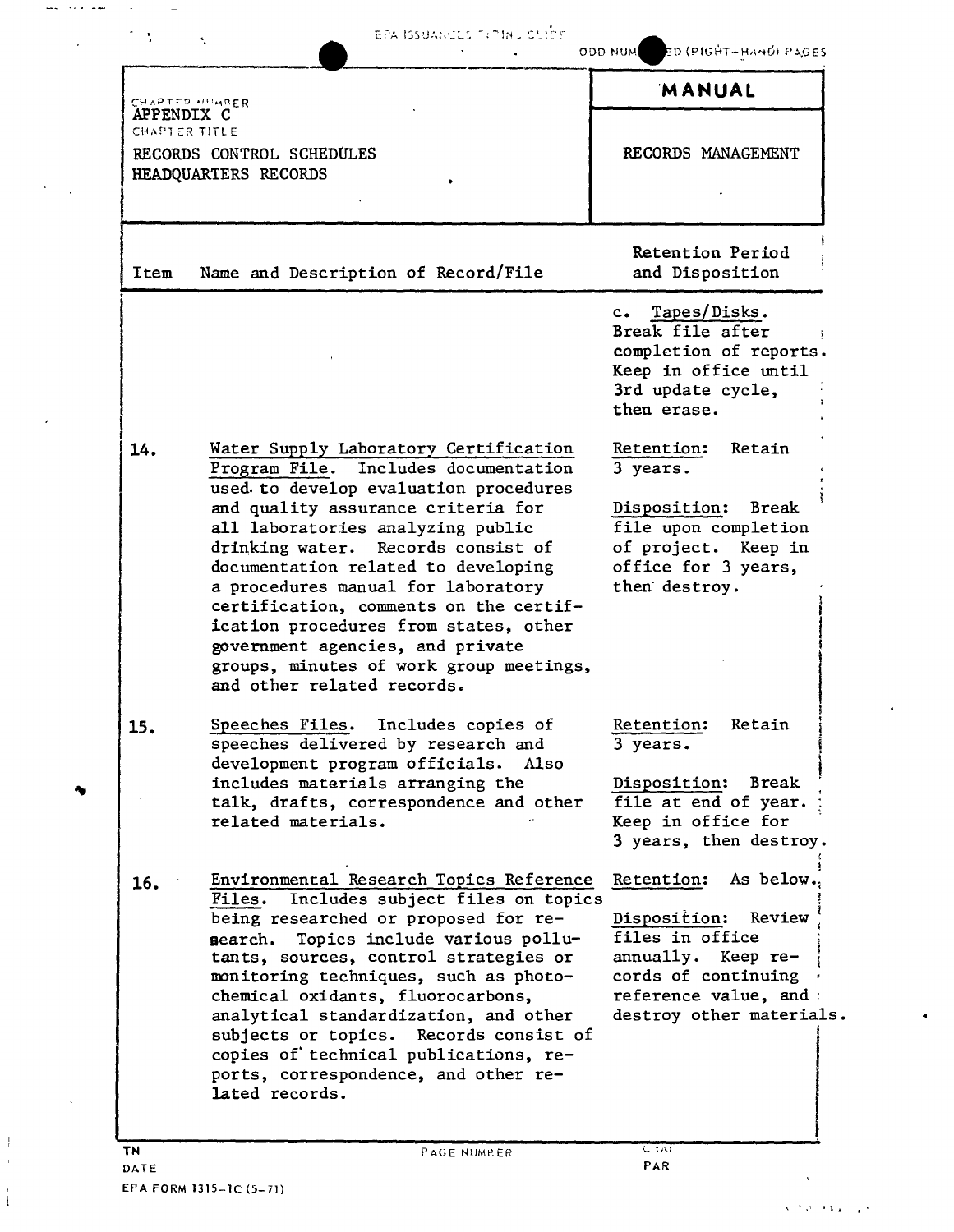| CHAPTER NUMBER | MANUAL |
| --- | --- |
| APPENDIX C | |
| CHAPTER TITLE | |
| RECORDS CONTROL SCHEDULES HEADQUARTERS RECORDS | RECORDS MANAGEMENT |

| Item | Name and Description of Record/File | Retention Period and Disposition |
| --- | --- | --- |
| | | c. Tapes/Disks. Break file after completion of reports. Keep in office until 3rd update cycle, then erase. |
| 14. | Water Supply Laboratory Certification Program File. Includes documentation used to develop evaluation procedures and quality assurance criteria for all laboratories analyzing public drinking water. Records consist of documentation related to developing a procedures manual for laboratory certification, comments on the certification procedures from states, other government agencies, and private groups, minutes of work group meetings, and other related records. | Retention: Retain 3 years.<br><br>Disposition: Break file upon completion of project. Keep in office for 3 years, then destroy. |
| 15. | Speeches Files. Includes copies of speeches delivered by research and development program officials. Also includes materials arranging the talk, drafts, correspondence and other related materials. | Retention: Retain 3 years.<br><br>Disposition: Break file at end of year. Keep in office for 3 years, then destroy. |
| 16. | Environmental Research Topics Reference Files. Includes subject files on topics being researched or proposed for research. Topics include various pollutants, sources, control strategies or monitoring techniques, such as photochemical oxidants, fluorocarbons, analytical standardization, and other subjects or topics. Records consist of copies of technical publications, reports, correspondence, and other related records. | Retention: As below.<br><br>Disposition: Review files in office annually. Keep records of continuing reference value, and destroy other materials. |

EPA FORM 1315-1C (5-71)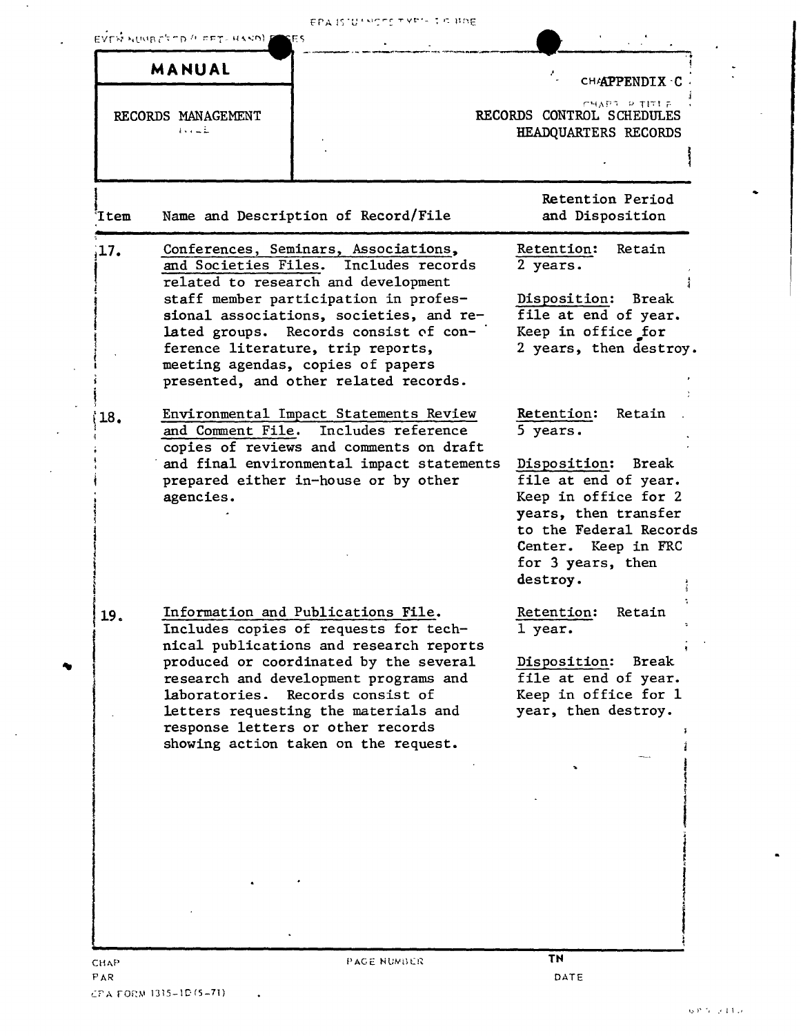**MANUAL**

RECORDS MANAGEMENT

APPENDIX C

RECORDS CONTROL SCHEDULES
HEADQUARTERS RECORDS

| Item | Name and Description of Record/File | Retention Period and Disposition |
|---|---|---|
| 17. | Conferences, Seminars, Associations, and Societies Files. Includes records related to research and development staff member participation in professional associations, societies, and related groups. Records consist of conference literature, trip reports, meeting agendas, copies of papers presented, and other related records. | Retention: Retain 2 years.<br><br>Disposition: Break file at end of year. Keep in office for 2 years, then destroy. |
| 18. | Environmental Impact Statements Review and Comment File. Includes reference copies of reviews and comments on draft and final environmental impact statements prepared either in-house or by other agencies. | Retention: Retain 5 years.<br><br>Disposition: Break file at end of year. Keep in office for 2 years, then transfer to the Federal Records Center. Keep in FRC for 3 years, then destroy. |
| 19. | Information and Publications File. Includes copies of requests for technical publications and research reports produced or coordinated by the several research and development programs and laboratories. Records consist of letters requesting the materials and response letters or other records showing action taken on the request. | Retention: Retain 1 year.<br><br>Disposition: Break file at end of year. Keep in office for 1 year, then destroy. |

EPA FORM 1315-1D (5-71)